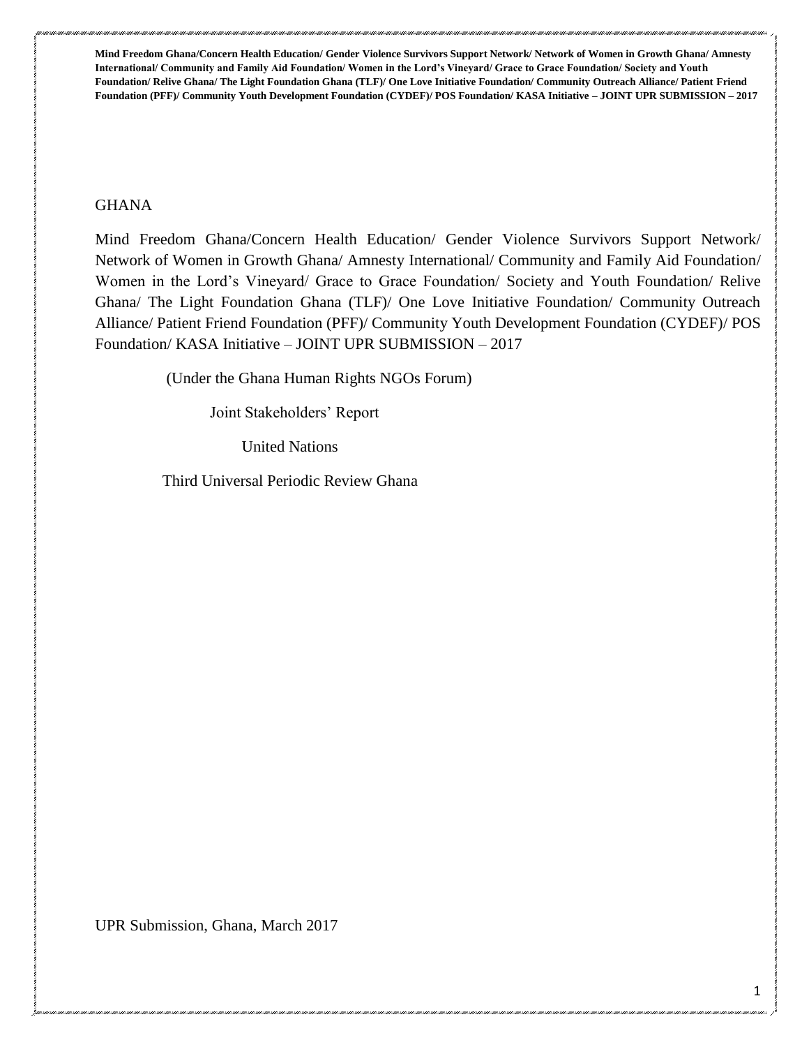GHANA

Mind Freedom Ghana/Concern Health Education/ Gender Violence Survivors Support Network/ Network of Women in Growth Ghana/ Amnesty International/ Community and Family Aid Foundation/ Women in the Lord's Vineyard/ Grace to Grace Foundation/ Society and Youth Foundation/ Relive Ghana/ The Light Foundation Ghana (TLF)/ One Love Initiative Foundation/ Community Outreach Alliance/ Patient Friend Foundation (PFF)/ Community Youth Development Foundation (CYDEF)/ POS Foundation/ KASA Initiative – JOINT UPR SUBMISSION – 2017

(Under the Ghana Human Rights NGOs Forum)

Joint Stakeholders' Report

United Nations

Third Universal Periodic Review Ghana

UPR Submission, Ghana, March 2017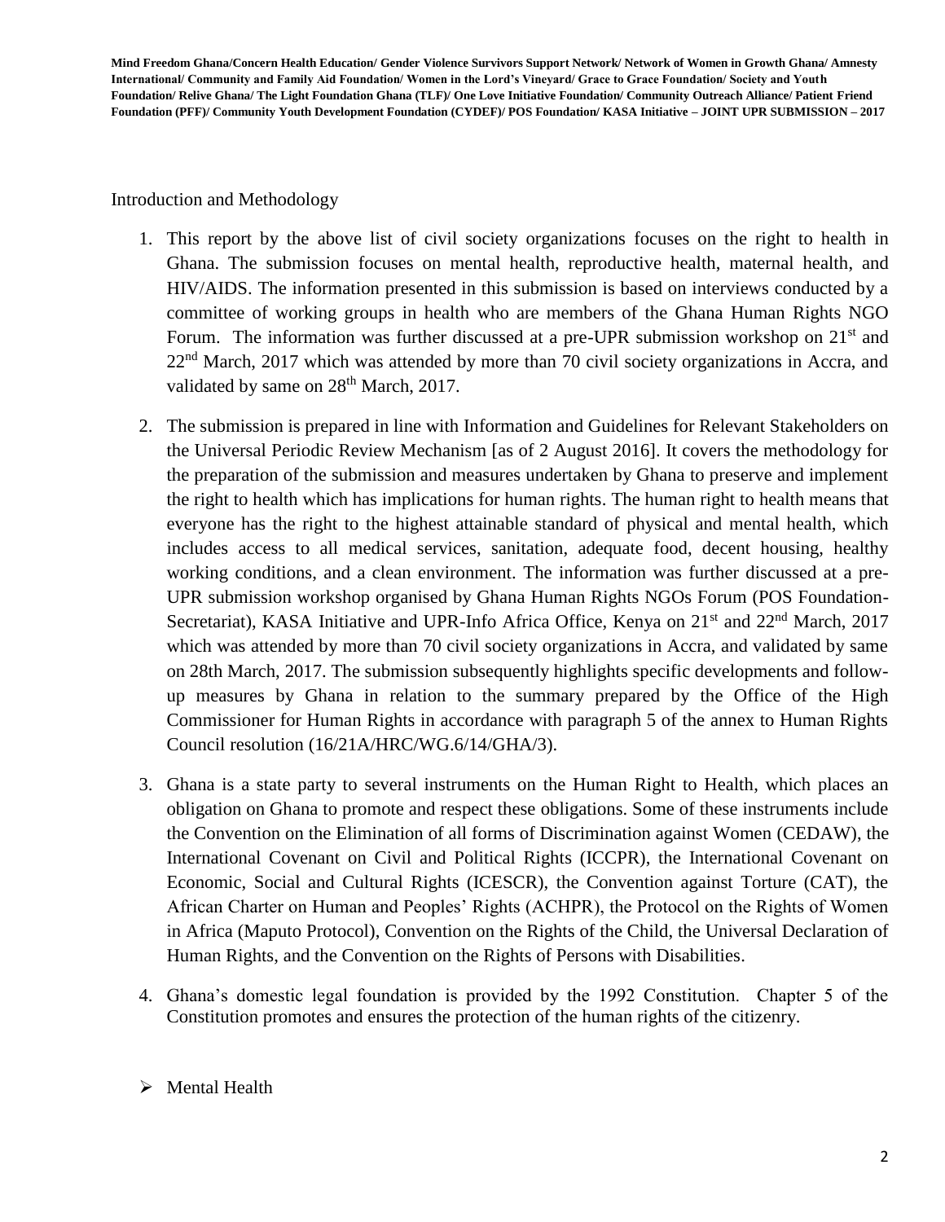Introduction and Methodology

1. This report by the above list of civil society organizations focuses on the right to health in Ghana. The submission focuses on mental health, reproductive health, maternal health, and HIV/AIDS. The information presented in this submission is based on interviews conducted by a committee of working groups in health who are members of the Ghana Human Rights NGO Forum. The information was further discussed at a pre-UPR submission workshop on 21st and 22nd March, 2017 which was attended by more than 70 civil society organizations in Accra, and validated by same on 28th March, 2017.

2. The submission is prepared in line with Information and Guidelines for Relevant Stakeholders on the Universal Periodic Review Mechanism [as of 2 August 2016]. It covers the methodology for the preparation of the submission and measures undertaken by Ghana to preserve and implement the right to health which has implications for human rights. The human right to health means that everyone has the right to the highest attainable standard of physical and mental health, which includes access to all medical services, sanitation, adequate food, decent housing, healthy working conditions, and a clean environment. The information was further discussed at a pre-UPR submission workshop organised by Ghana Human Rights NGOs Forum (POS Foundation-Secretariat), KASA Initiative and UPR-Info Africa Office, Kenya on 21st and 22nd March, 2017 which was attended by more than 70 civil society organizations in Accra, and validated by same on 28th March, 2017. The submission subsequently highlights specific developments and follow-up measures by Ghana in relation to the summary prepared by the Office of the High Commissioner for Human Rights in accordance with paragraph 5 of the annex to Human Rights Council resolution (16/21A/HRC/WG.6/14/GHA/3).

3. Ghana is a state party to several instruments on the Human Right to Health, which places an obligation on Ghana to promote and respect these obligations. Some of these instruments include the Convention on the Elimination of all forms of Discrimination against Women (CEDAW), the International Covenant on Civil and Political Rights (ICCPR), the International Covenant on Economic, Social and Cultural Rights (ICESCR), the Convention against Torture (CAT), the African Charter on Human and Peoples' Rights (ACHPR), the Protocol on the Rights of Women in Africa (Maputo Protocol), Convention on the Rights of the Child, the Universal Declaration of Human Rights, and the Convention on the Rights of Persons with Disabilities.

4. Ghana's domestic legal foundation is provided by the 1992 Constitution. Chapter 5 of the Constitution promotes and ensures the protection of the human rights of the citizenry.

- Mental Health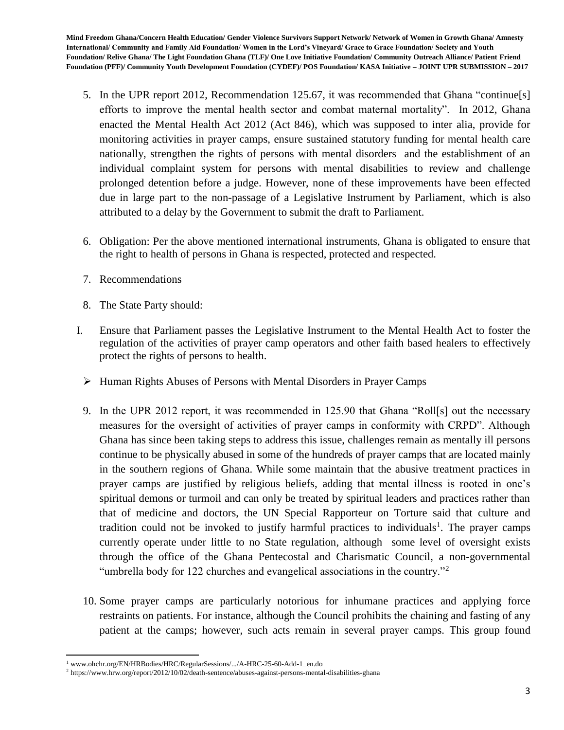5. In the UPR report 2012, Recommendation 125.67, it was recommended that Ghana "continue[s] efforts to improve the mental health sector and combat maternal mortality". In 2012, Ghana enacted the Mental Health Act 2012 (Act 846), which was supposed to inter alia, provide for monitoring activities in prayer camps, ensure sustained statutory funding for mental health care nationally, strengthen the rights of persons with mental disorders and the establishment of an individual complaint system for persons with mental disabilities to review and challenge prolonged detention before a judge. However, none of these improvements have been effected due in large part to the non-passage of a Legislative Instrument by Parliament, which is also attributed to a delay by the Government to submit the draft to Parliament.

6. Obligation: Per the above mentioned international instruments, Ghana is obligated to ensure that the right to health of persons in Ghana is respected, protected and respected.

7. Recommendations

8. The State Party should:

I. Ensure that Parliament passes the Legislative Instrument to the Mental Health Act to foster the regulation of the activities of prayer camp operators and other faith based healers to effectively protect the rights of persons to health.

- Human Rights Abuses of Persons with Mental Disorders in Prayer Camps

9. In the UPR 2012 report, it was recommended in 125.90 that Ghana "Roll[s] out the necessary measures for the oversight of activities of prayer camps in conformity with CRPD". Although Ghana has since been taking steps to address this issue, challenges remain as mentally ill persons continue to be physically abused in some of the hundreds of prayer camps that are located mainly in the southern regions of Ghana. While some maintain that the abusive treatment practices in prayer camps are justified by religious beliefs, adding that mental illness is rooted in one's spiritual demons or turmoil and can only be treated by spiritual leaders and practices rather than that of medicine and doctors, the UN Special Rapporteur on Torture said that culture and tradition could not be invoked to justify harmful practices to individuals[1]. The prayer camps currently operate under little to no State regulation, although some level of oversight exists through the office of the Ghana Pentecostal and Charismatic Council, a non-governmental "umbrella body for 122 churches and evangelical associations in the country."[2]

10. Some prayer camps are particularly notorious for inhumane practices and applying force restraints on patients. For instance, although the Council prohibits the chaining and fasting of any patient at the camps; however, such acts remain in several prayer camps. This group found

---

[1] www.ohchr.org/EN/HRBodies/HRC/RegularSessions/.../A-HRC-25-60-Add-1_en.do

[2] https://www.hrw.org/report/2012/10/02/death-sentence/abuses-against-persons-mental-disabilities-ghana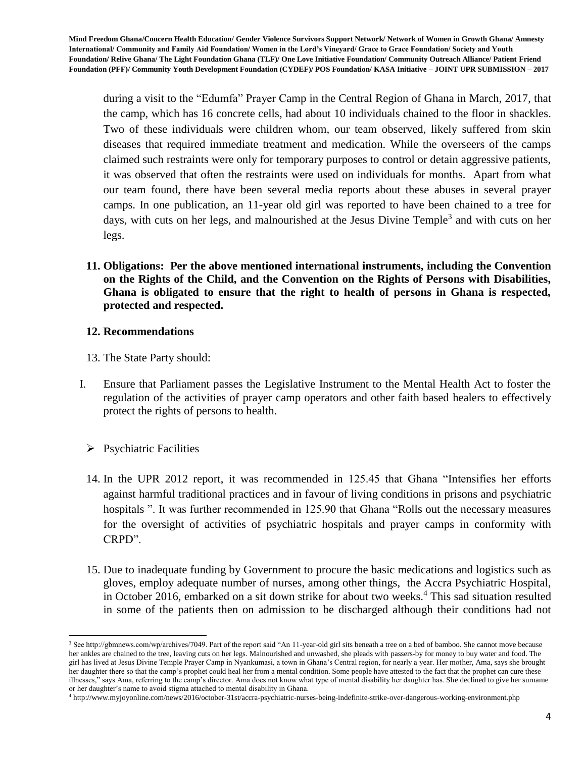during a visit to the "Edumfa" Prayer Camp in the Central Region of Ghana in March, 2017, that the camp, which has 16 concrete cells, had about 10 individuals chained to the floor in shackles. Two of these individuals were children whom, our team observed, likely suffered from skin diseases that required immediate treatment and medication. While the overseers of the camps claimed such restraints were only for temporary purposes to control or detain aggressive patients, it was observed that often the restraints were used on individuals for months. Apart from what our team found, there have been several media reports about these abuses in several prayer camps. In one publication, an 11-year old girl was reported to have been chained to a tree for days, with cuts on her legs, and malnourished at the Jesus Divine Temple[3] and with cuts on her legs.

**11. Obligations: Per the above mentioned international instruments, including the Convention on the Rights of the Child, and the Convention on the Rights of Persons with Disabilities, Ghana is obligated to ensure that the right to health of persons in Ghana is respected, protected and respected.**

**12. Recommendations**

13. The State Party should:

I. Ensure that Parliament passes the Legislative Instrument to the Mental Health Act to foster the regulation of the activities of prayer camp operators and other faith based healers to effectively protect the rights of persons to health.

- Psychiatric Facilities

14. In the UPR 2012 report, it was recommended in 125.45 that Ghana "Intensifies her efforts against harmful traditional practices and in favour of living conditions in prisons and psychiatric hospitals ". It was further recommended in 125.90 that Ghana "Rolls out the necessary measures for the oversight of activities of psychiatric hospitals and prayer camps in conformity with CRPD".

15. Due to inadequate funding by Government to procure the basic medications and logistics such as gloves, employ adequate number of nurses, among other things, the Accra Psychiatric Hospital, in October 2016, embarked on a sit down strike for about two weeks.[4] This sad situation resulted in some of the patients then on admission to be discharged although their conditions had not

[3] See http://gbmnews.com/wp/archives/7049. Part of the report said "An 11-year-old girl sits beneath a tree on a bed of bamboo. She cannot move because her ankles are chained to the tree, leaving cuts on her legs. Malnourished and unwashed, she pleads with passers-by for money to buy water and food. The girl has lived at Jesus Divine Temple Prayer Camp in Nyankumasi, a town in Ghana's Central region, for nearly a year. Her mother, Ama, says she brought her daughter there so that the camp's prophet could heal her from a mental condition. Some people have attested to the fact that the prophet can cure these illnesses," says Ama, referring to the camp's director. Ama does not know what type of mental disability her daughter has. She declined to give her surname or her daughter's name to avoid stigma attached to mental disability in Ghana.

[4] http://www.myjoyonline.com/news/2016/october-31st/accra-psychiatric-nurses-being-indefinite-strike-over-dangerous-working-environment.php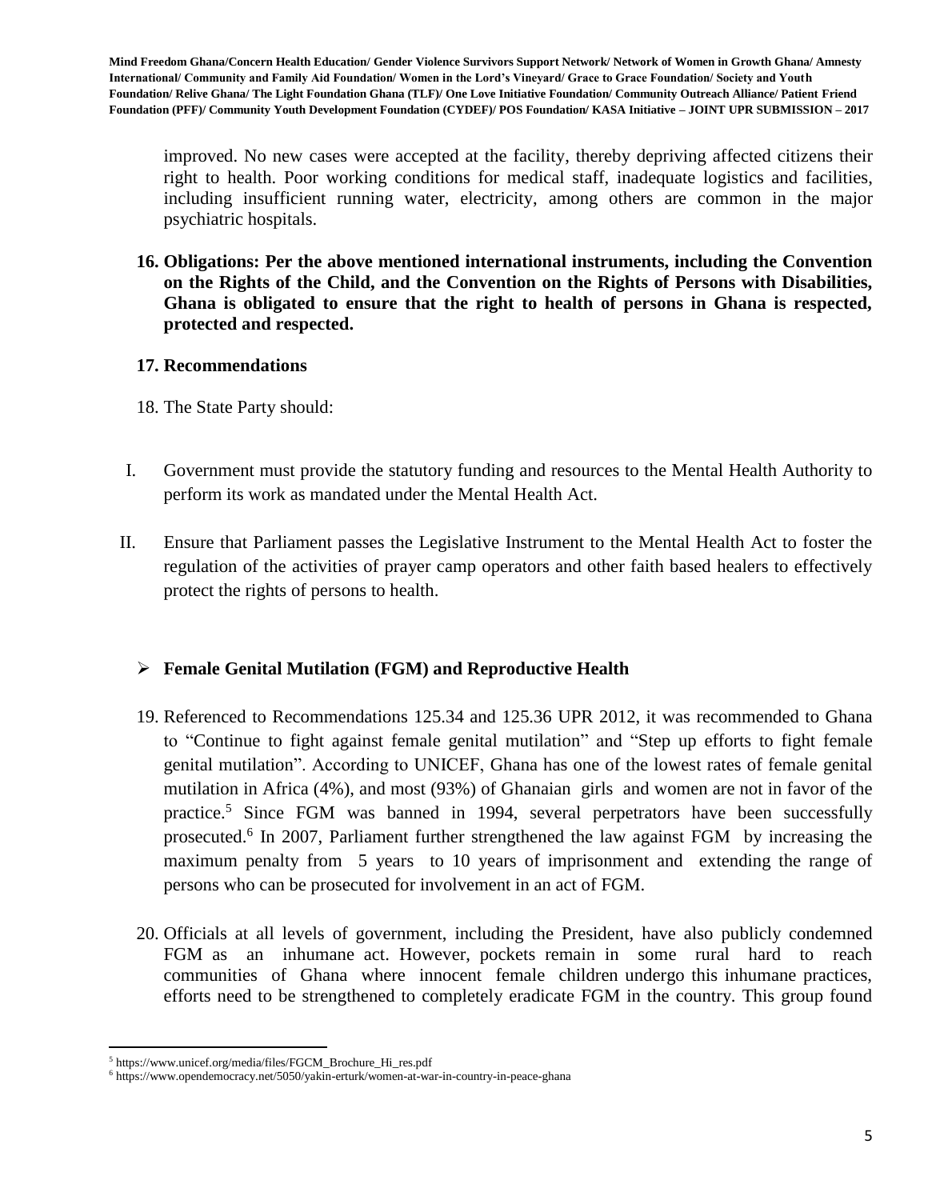improved. No new cases were accepted at the facility, thereby depriving affected citizens their right to health. Poor working conditions for medical staff, inadequate logistics and facilities, including insufficient running water, electricity, among others are common in the major psychiatric hospitals.

**16. Obligations: Per the above mentioned international instruments, including the Convention on the Rights of the Child, and the Convention on the Rights of Persons with Disabilities, Ghana is obligated to ensure that the right to health of persons in Ghana is respected, protected and respected.**

**17. Recommendations**

18. The State Party should:

I. Government must provide the statutory funding and resources to the Mental Health Authority to perform its work as mandated under the Mental Health Act.

II. Ensure that Parliament passes the Legislative Instrument to the Mental Health Act to foster the regulation of the activities of prayer camp operators and other faith based healers to effectively protect the rights of persons to health.

- **Female Genital Mutilation (FGM) and Reproductive Health**

19. Referenced to Recommendations 125.34 and 125.36 UPR 2012, it was recommended to Ghana to "Continue to fight against female genital mutilation" and "Step up efforts to fight female genital mutilation". According to UNICEF, Ghana has one of the lowest rates of female genital mutilation in Africa (4%), and most (93%) of Ghanaian girls and women are not in favor of the practice.[5] Since FGM was banned in 1994, several perpetrators have been successfully prosecuted.[6] In 2007, Parliament further strengthened the law against FGM by increasing the maximum penalty from 5 years to 10 years of imprisonment and extending the range of persons who can be prosecuted for involvement in an act of FGM.

20. Officials at all levels of government, including the President, have also publicly condemned FGM as an inhumane act. However, pockets remain in some rural hard to reach communities of Ghana where innocent female children undergo this inhumane practices, efforts need to be strengthened to completely eradicate FGM in the country. This group found

---

[5] https://www.unicef.org/media/files/FGCM_Brochure_Hi_res.pdf

[6] https://www.opendemocracy.net/5050/yakin-erturk/women-at-war-in-country-in-peace-ghana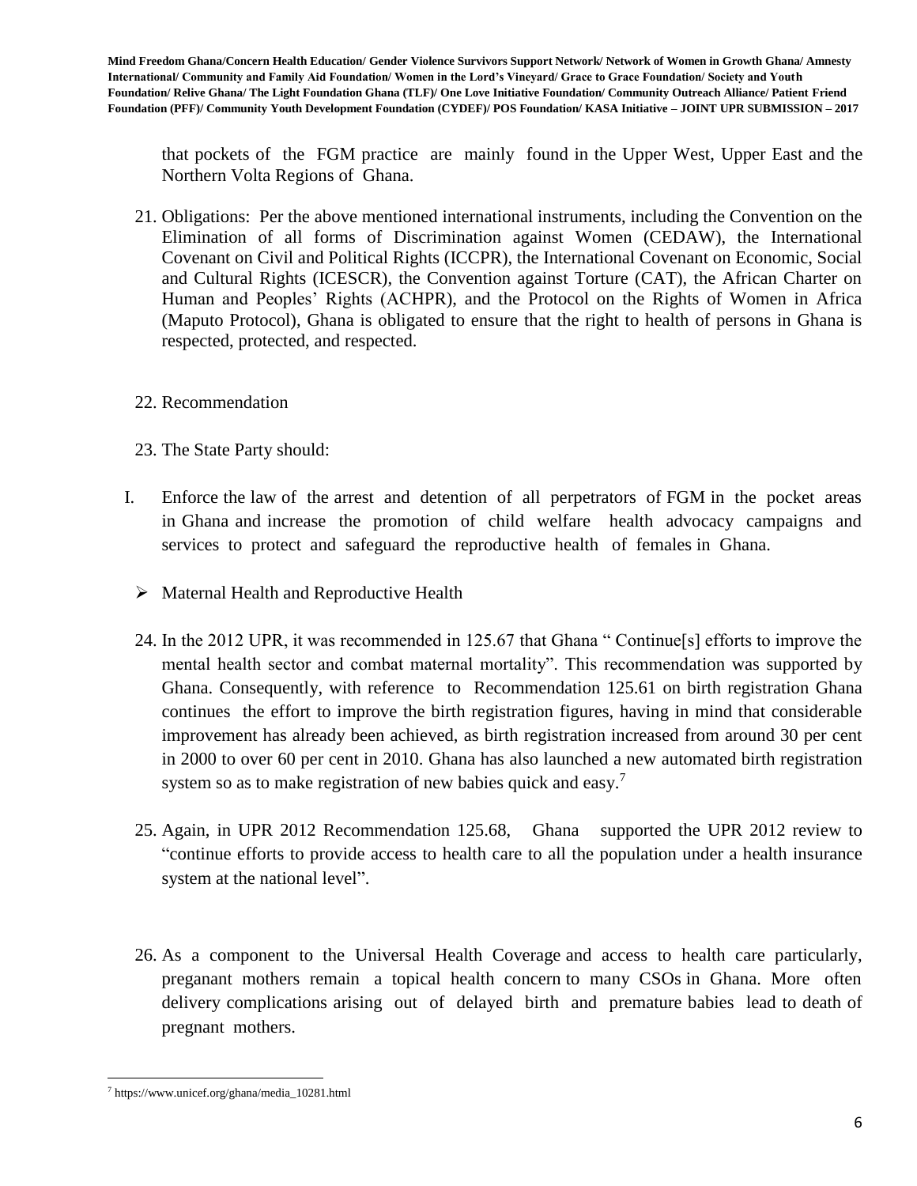that pockets of the FGM practice are mainly found in the Upper West, Upper East and the Northern Volta Regions of Ghana.

21. Obligations: Per the above mentioned international instruments, including the Convention on the Elimination of all forms of Discrimination against Women (CEDAW), the International Covenant on Civil and Political Rights (ICCPR), the International Covenant on Economic, Social and Cultural Rights (ICESCR), the Convention against Torture (CAT), the African Charter on Human and Peoples' Rights (ACHPR), and the Protocol on the Rights of Women in Africa (Maputo Protocol), Ghana is obligated to ensure that the right to health of persons in Ghana is respected, protected, and respected.

22. Recommendation

23. The State Party should:

I. Enforce the law of the arrest and detention of all perpetrators of FGM in the pocket areas in Ghana and increase the promotion of child welfare health advocacy campaigns and services to protect and safeguard the reproductive health of females in Ghana.

- Maternal Health and Reproductive Health

24. In the 2012 UPR, it was recommended in 125.67 that Ghana " Continue[s] efforts to improve the mental health sector and combat maternal mortality". This recommendation was supported by Ghana. Consequently, with reference to Recommendation 125.61 on birth registration Ghana continues the effort to improve the birth registration figures, having in mind that considerable improvement has already been achieved, as birth registration increased from around 30 per cent in 2000 to over 60 per cent in 2010. Ghana has also launched a new automated birth registration system so as to make registration of new babies quick and easy.[7]

25. Again, in UPR 2012 Recommendation 125.68, Ghana supported the UPR 2012 review to "continue efforts to provide access to health care to all the population under a health insurance system at the national level".

26. As a component to the Universal Health Coverage and access to health care particularly, preganant mothers remain a topical health concern to many CSOs in Ghana. More often delivery complications arising out of delayed birth and premature babies lead to death of pregnant mothers.

[7] https://www.unicef.org/ghana/media_10281.html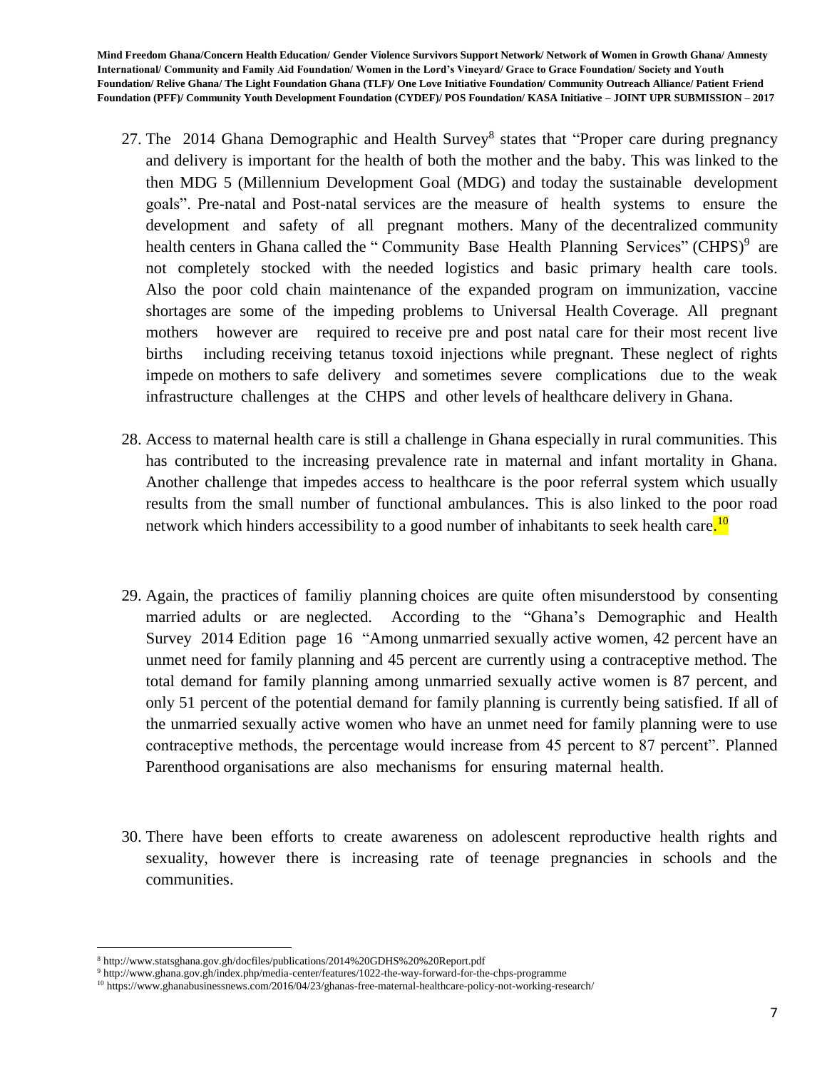27. The 2014 Ghana Demographic and Health Survey[8] states that "Proper care during pregnancy and delivery is important for the health of both the mother and the baby. This was linked to the then MDG 5 (Millennium Development Goal (MDG) and today the sustainable development goals". Pre-natal and Post-natal services are the measure of health systems to ensure the development and safety of all pregnant mothers. Many of the decentralized community health centers in Ghana called the " Community Base Health Planning Services" (CHPS)[9] are not completely stocked with the needed logistics and basic primary health care tools. Also the poor cold chain maintenance of the expanded program on immunization, vaccine shortages are some of the impeding problems to Universal Health Coverage. All pregnant mothers however are required to receive pre and post natal care for their most recent live births including receiving tetanus toxoid injections while pregnant. These neglect of rights impede on mothers to safe delivery and sometimes severe complications due to the weak infrastructure challenges at the CHPS and other levels of healthcare delivery in Ghana.

28. Access to maternal health care is still a challenge in Ghana especially in rural communities. This has contributed to the increasing prevalence rate in maternal and infant mortality in Ghana. Another challenge that impedes access to healthcare is the poor referral system which usually results from the small number of functional ambulances. This is also linked to the poor road network which hinders accessibility to a good number of inhabitants to seek health care.[10]

29. Again, the practices of familiy planning choices are quite often misunderstood by consenting married adults or are neglected. According to the "Ghana's Demographic and Health Survey 2014 Edition page 16 "Among unmarried sexually active women, 42 percent have an unmet need for family planning and 45 percent are currently using a contraceptive method. The total demand for family planning among unmarried sexually active women is 87 percent, and only 51 percent of the potential demand for family planning is currently being satisfied. If all of the unmarried sexually active women who have an unmet need for family planning were to use contraceptive methods, the percentage would increase from 45 percent to 87 percent". Planned Parenthood organisations are also mechanisms for ensuring maternal health.

30. There have been efforts to create awareness on adolescent reproductive health rights and sexuality, however there is increasing rate of teenage pregnancies in schools and the communities.

---

[8] http://www.statsghana.gov.gh/docfiles/publications/2014%20GDHS%20%20Report.pdf

[9] http://www.ghana.gov.gh/index.php/media-center/features/1022-the-way-forward-for-the-chps-programme

[10] https://www.ghanabusinessnews.com/2016/04/23/ghanas-free-maternal-healthcare-policy-not-working-research/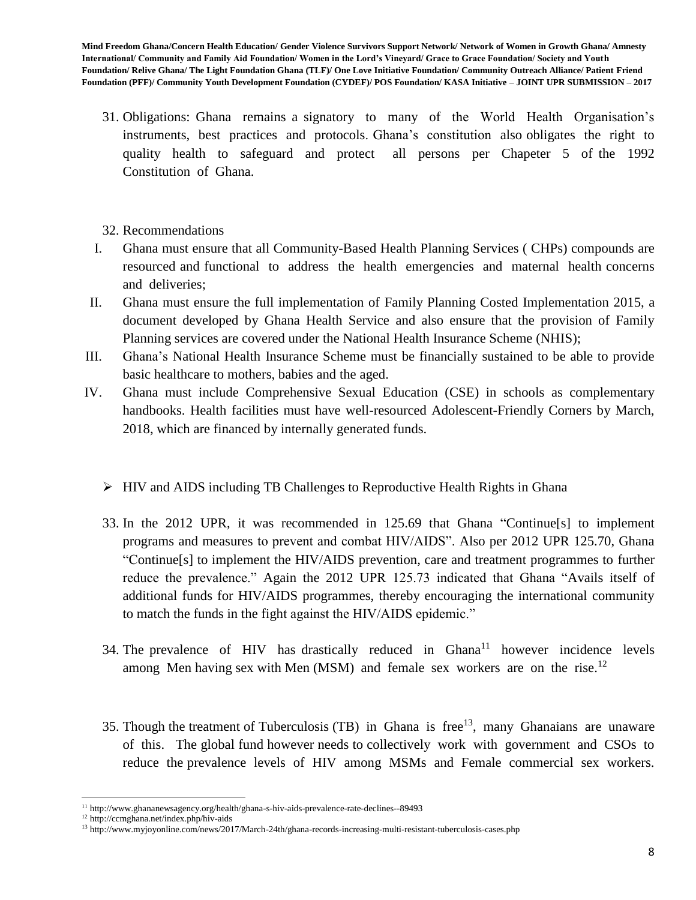31. Obligations: Ghana remains a signatory to many of the World Health Organisation's instruments, best practices and protocols. Ghana's constitution also obligates the right to quality health to safeguard and protect all persons per Chapeter 5 of the 1992 Constitution of Ghana.

32. Recommendations

I. Ghana must ensure that all Community-Based Health Planning Services ( CHPs) compounds are resourced and functional to address the health emergencies and maternal health concerns and deliveries;
II. Ghana must ensure the full implementation of Family Planning Costed Implementation 2015, a document developed by Ghana Health Service and also ensure that the provision of Family Planning services are covered under the National Health Insurance Scheme (NHIS);
III. Ghana's National Health Insurance Scheme must be financially sustained to be able to provide basic healthcare to mothers, babies and the aged.
IV. Ghana must include Comprehensive Sexual Education (CSE) in schools as complementary handbooks. Health facilities must have well-resourced Adolescent-Friendly Corners by March, 2018, which are financed by internally generated funds.

- HIV and AIDS including TB Challenges to Reproductive Health Rights in Ghana

33. In the 2012 UPR, it was recommended in 125.69 that Ghana "Continue[s] to implement programs and measures to prevent and combat HIV/AIDS". Also per 2012 UPR 125.70, Ghana "Continue[s] to implement the HIV/AIDS prevention, care and treatment programmes to further reduce the prevalence." Again the 2012 UPR 125.73 indicated that Ghana "Avails itself of additional funds for HIV/AIDS programmes, thereby encouraging the international community to match the funds in the fight against the HIV/AIDS epidemic."

34. The prevalence of HIV has drastically reduced in Ghana[11] however incidence levels among Men having sex with Men (MSM) and female sex workers are on the rise.[12]

35. Though the treatment of Tuberculosis (TB) in Ghana is free[13], many Ghanaians are unaware of this. The global fund however needs to collectively work with government and CSOs to reduce the prevalence levels of HIV among MSMs and Female commercial sex workers.

---

[11] http://www.ghananewsagency.org/health/ghana-s-hiv-aids-prevalence-rate-declines--89493
[12] http://ccmghana.net/index.php/hiv-aids
[13] http://www.myjoyonline.com/news/2017/March-24th/ghana-records-increasing-multi-resistant-tuberculosis-cases.php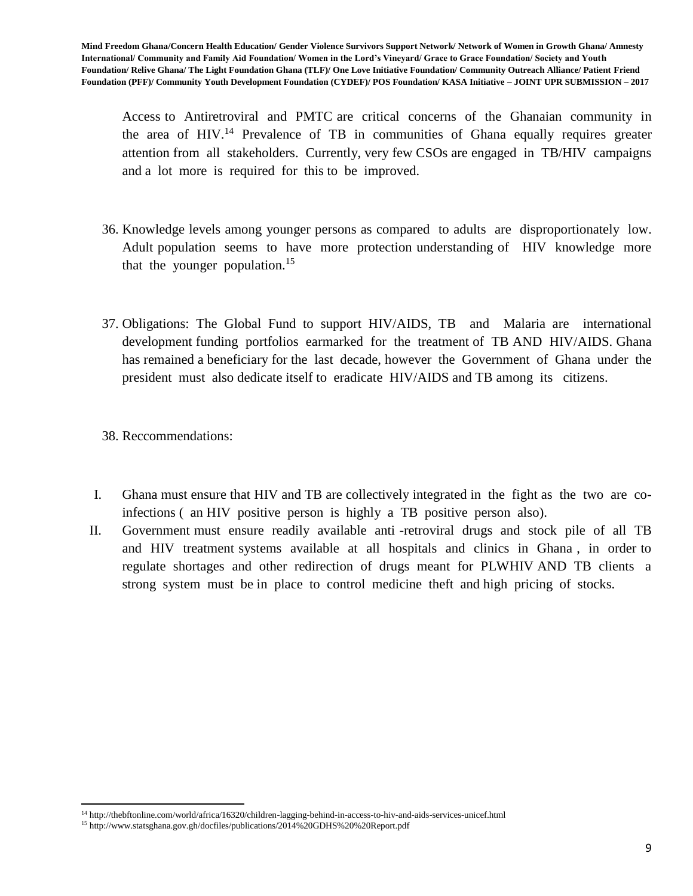Access to Antiretroviral and PMTC are critical concerns of the Ghanaian community in the area of HIV.[14] Prevalence of TB in communities of Ghana equally requires greater attention from all stakeholders. Currently, very few CSOs are engaged in TB/HIV campaigns and a lot more is required for this to be improved.

36. Knowledge levels among younger persons as compared to adults are disproportionately low. Adult population seems to have more protection understanding of HIV knowledge more that the younger population.[15]

37. Obligations: The Global Fund to support HIV/AIDS, TB and Malaria are international development funding portfolios earmarked for the treatment of TB AND HIV/AIDS. Ghana has remained a beneficiary for the last decade, however the Government of Ghana under the president must also dedicate itself to eradicate HIV/AIDS and TB among its citizens.

38. Reccommendations:

I. Ghana must ensure that HIV and TB are collectively integrated in the fight as the two are co-infections ( an HIV positive person is highly a TB positive person also).
II. Government must ensure readily available anti -retroviral drugs and stock pile of all TB and HIV treatment systems available at all hospitals and clinics in Ghana , in order to regulate shortages and other redirection of drugs meant for PLWHIV AND TB clients a strong system must be in place to control medicine theft and high pricing of stocks.

---

[14] http://thebftonline.com/world/africa/16320/children-lagging-behind-in-access-to-hiv-and-aids-services-unicef.html

[15] http://www.statsghana.gov.gh/docfiles/publications/2014%20GDHS%20%20Report.pdf